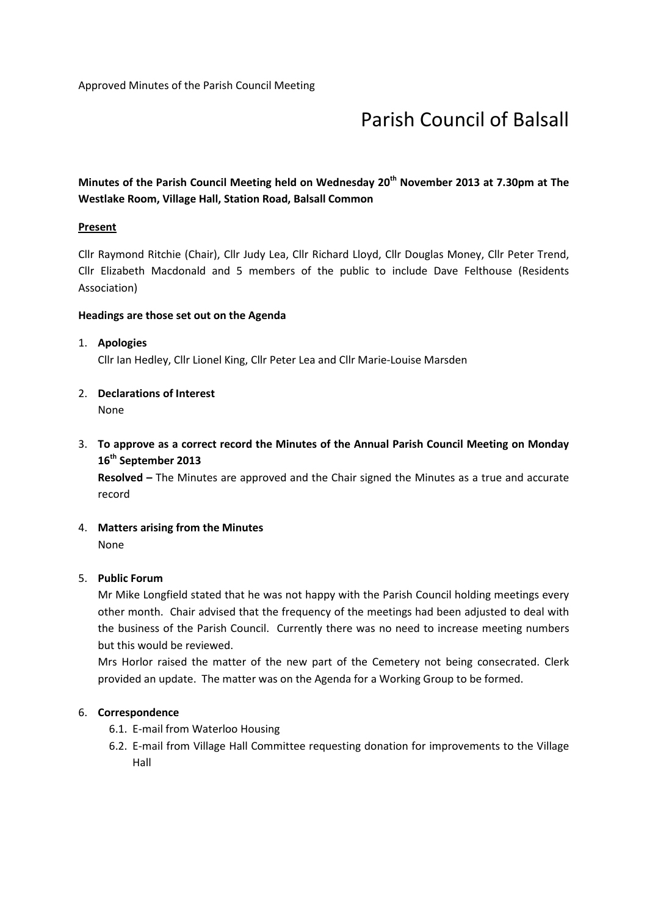Approved Minutes of the Parish Council Meeting

# Parish Council of Balsall

**Minutes of the Parish Council Meeting held on Wednesday 20th November 2013 at 7.30pm at The Westlake Room, Village Hall, Station Road, Balsall Common**

**Present**

Cllr Raymond Ritchie (Chair), Cllr Judy Lea, Cllr Richard Lloyd, Cllr Douglas Money, Cllr Peter Trend, Cllr Elizabeth Macdonald and 5 members of the public to include Dave Felthouse (Residents Association)

**Headings are those set out on the Agenda**

1. **Apologies**
   Cllr Ian Hedley, Cllr Lionel King, Cllr Peter Lea and Cllr Marie-Louise Marsden

2. **Declarations of Interest**
   None

3. **To approve as a correct record the Minutes of the Annual Parish Council Meeting on Monday 16th September 2013**
   **Resolved –** The Minutes are approved and the Chair signed the Minutes as a true and accurate record

4. **Matters arising from the Minutes**
   None

5. **Public Forum**
   Mr Mike Longfield stated that he was not happy with the Parish Council holding meetings every other month. Chair advised that the frequency of the meetings had been adjusted to deal with the business of the Parish Council. Currently there was no need to increase meeting numbers but this would be reviewed.
   Mrs Horlor raised the matter of the new part of the Cemetery not being consecrated. Clerk provided an update. The matter was on the Agenda for a Working Group to be formed.

6. **Correspondence**
   6.1. E-mail from Waterloo Housing
   6.2. E-mail from Village Hall Committee requesting donation for improvements to the Village Hall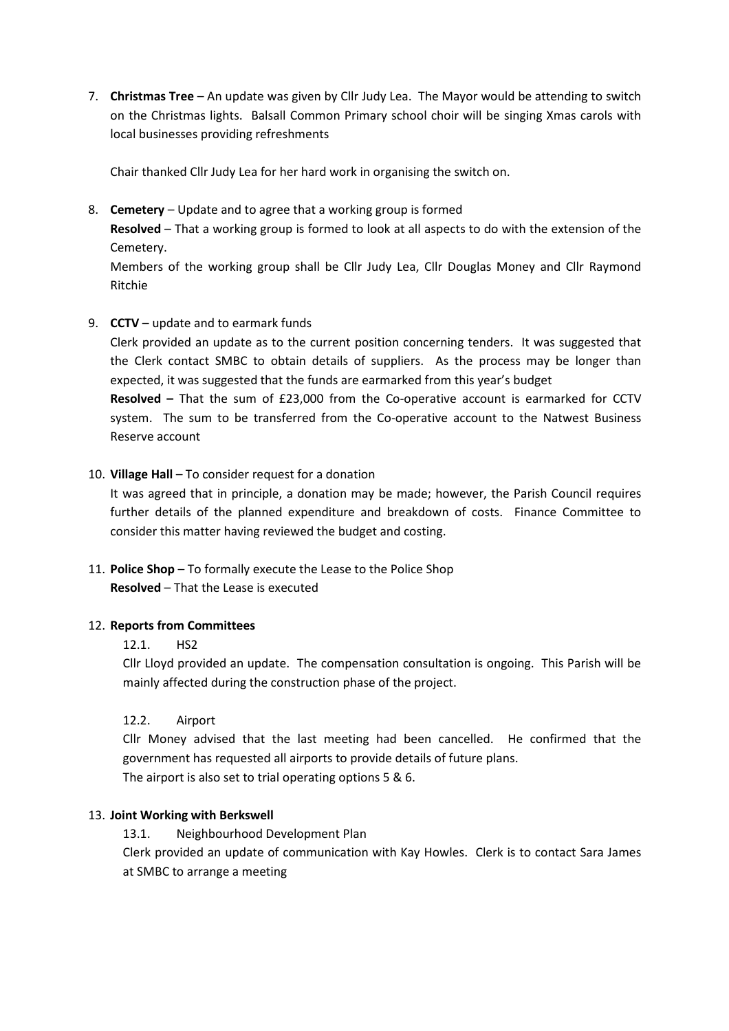7. **Christmas Tree** – An update was given by Cllr Judy Lea. The Mayor would be attending to switch on the Christmas lights. Balsall Common Primary school choir will be singing Xmas carols with local businesses providing refreshments

   Chair thanked Cllr Judy Lea for her hard work in organising the switch on.

8. **Cemetery** – Update and to agree that a working group is formed

   **Resolved** – That a working group is formed to look at all aspects to do with the extension of the Cemetery.

   Members of the working group shall be Cllr Judy Lea, Cllr Douglas Money and Cllr Raymond Ritchie

9. **CCTV** – update and to earmark funds

   Clerk provided an update as to the current position concerning tenders. It was suggested that the Clerk contact SMBC to obtain details of suppliers. As the process may be longer than expected, it was suggested that the funds are earmarked from this year's budget

   **Resolved –** That the sum of £23,000 from the Co-operative account is earmarked for CCTV system. The sum to be transferred from the Co-operative account to the Natwest Business Reserve account

10. **Village Hall** – To consider request for a donation

    It was agreed that in principle, a donation may be made; however, the Parish Council requires further details of the planned expenditure and breakdown of costs. Finance Committee to consider this matter having reviewed the budget and costing.

11. **Police Shop** – To formally execute the Lease to the Police Shop

    **Resolved** – That the Lease is executed

12. **Reports from Committees**

    12.1. HS2

    Cllr Lloyd provided an update. The compensation consultation is ongoing. This Parish will be mainly affected during the construction phase of the project.

    12.2. Airport

    Cllr Money advised that the last meeting had been cancelled. He confirmed that the government has requested all airports to provide details of future plans.

    The airport is also set to trial operating options 5 & 6.

13. **Joint Working with Berkswell**

    13.1. Neighbourhood Development Plan

    Clerk provided an update of communication with Kay Howles. Clerk is to contact Sara James at SMBC to arrange a meeting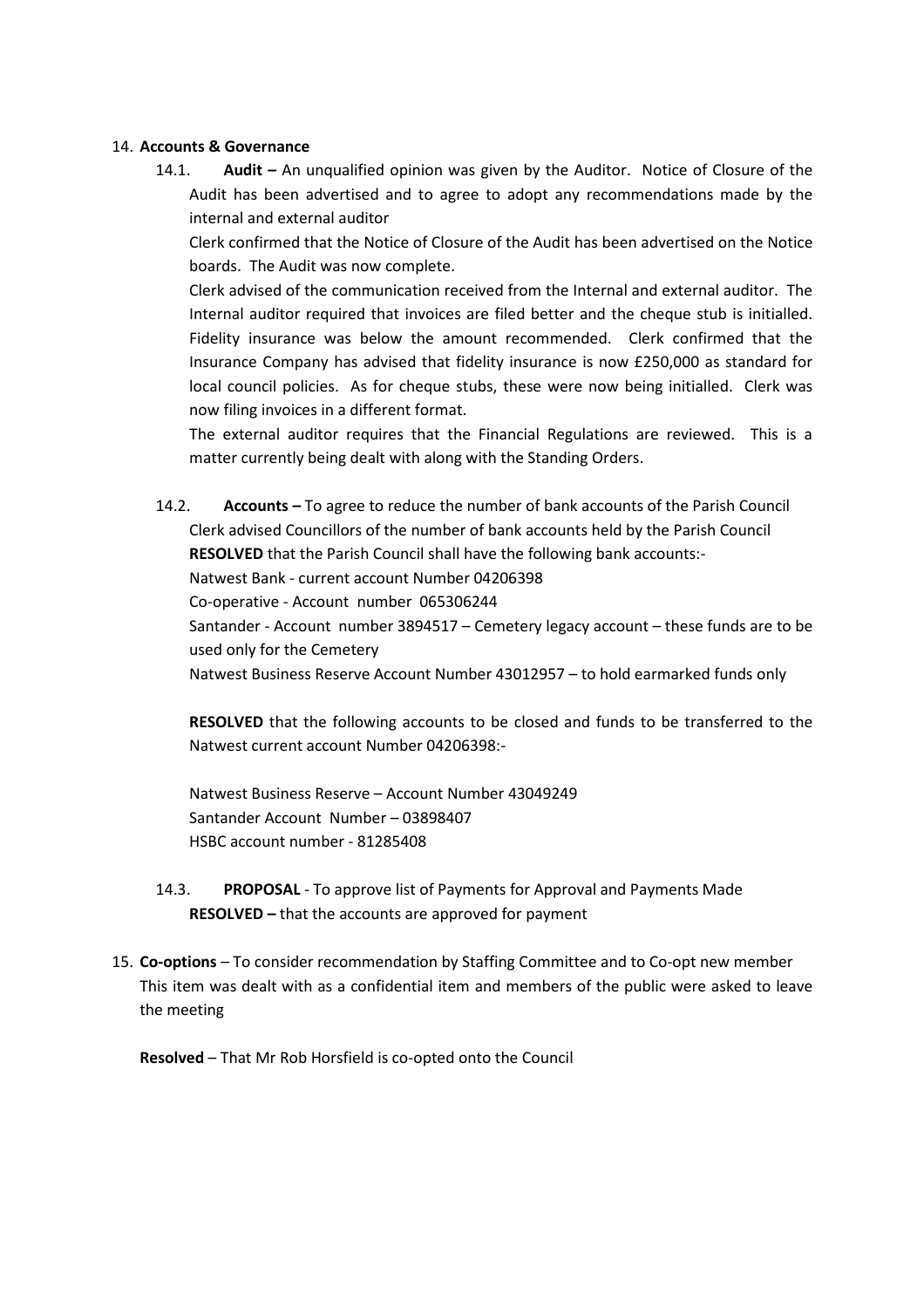14. **Accounts & Governance**

    14.1. **Audit –** An unqualified opinion was given by the Auditor. Notice of Closure of the Audit has been advertised and to agree to adopt any recommendations made by the internal and external auditor

    Clerk confirmed that the Notice of Closure of the Audit has been advertised on the Notice boards. The Audit was now complete.

    Clerk advised of the communication received from the Internal and external auditor. The Internal auditor required that invoices are filed better and the cheque stub is initialled. Fidelity insurance was below the amount recommended. Clerk confirmed that the Insurance Company has advised that fidelity insurance is now £250,000 as standard for local council policies. As for cheque stubs, these were now being initialled. Clerk was now filing invoices in a different format.

    The external auditor requires that the Financial Regulations are reviewed. This is a matter currently being dealt with along with the Standing Orders.

    14.2. **Accounts –** To agree to reduce the number of bank accounts of the Parish Council

    Clerk advised Councillors of the number of bank accounts held by the Parish Council

    **RESOLVED** that the Parish Council shall have the following bank accounts:-

    Natwest Bank - current account Number 04206398

    Co-operative - Account number 065306244

    Santander - Account number 3894517 – Cemetery legacy account – these funds are to be used only for the Cemetery

    Natwest Business Reserve Account Number 43012957 – to hold earmarked funds only

    **RESOLVED** that the following accounts to be closed and funds to be transferred to the Natwest current account Number 04206398:-

    Natwest Business Reserve – Account Number 43049249

    Santander Account Number – 03898407

    HSBC account number - 81285408

    14.3. **PROPOSAL** - To approve list of Payments for Approval and Payments Made

    **RESOLVED –** that the accounts are approved for payment

15. **Co-options** – To consider recommendation by Staffing Committee and to Co-opt new member

    This item was dealt with as a confidential item and members of the public were asked to leave the meeting

    **Resolved** – That Mr Rob Horsfield is co-opted onto the Council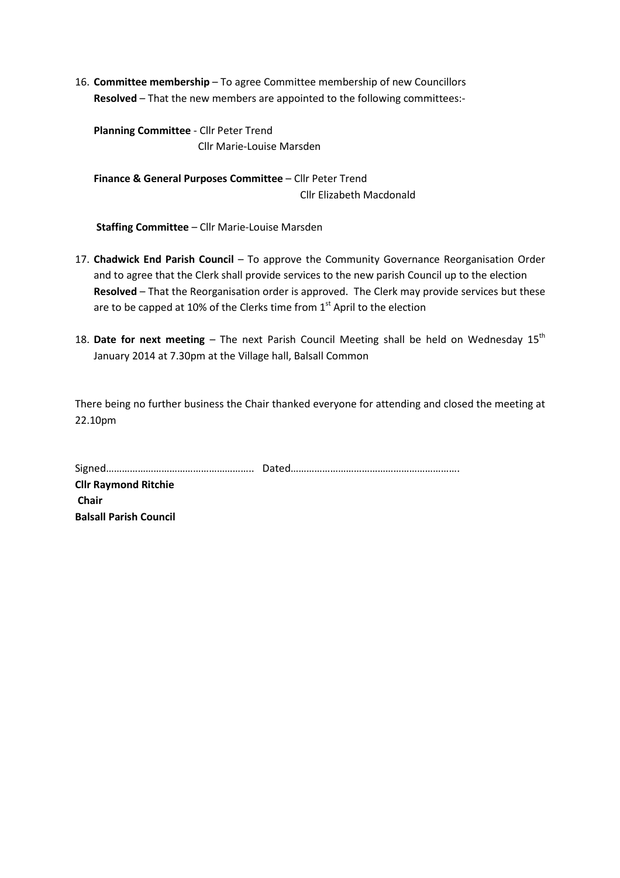16. **Committee membership** – To agree Committee membership of new Councillors
    **Resolved** – That the new members are appointed to the following committees:-

    **Planning Committee** - Cllr Peter Trend
    Cllr Marie-Louise Marsden

    **Finance & General Purposes Committee** – Cllr Peter Trend
    Cllr Elizabeth Macdonald

    **Staffing Committee** – Cllr Marie-Louise Marsden

17. **Chadwick End Parish Council** – To approve the Community Governance Reorganisation Order and to agree that the Clerk shall provide services to the new parish Council up to the election
    **Resolved** – That the Reorganisation order is approved. The Clerk may provide services but these are to be capped at 10% of the Clerks time from 1st April to the election

18. **Date for next meeting** – The next Parish Council Meeting shall be held on Wednesday 15th January 2014 at 7.30pm at the Village hall, Balsall Common

There being no further business the Chair thanked everyone for attending and closed the meeting at 22.10pm

Signed……………………………………………….. Dated……………………………………………………….

**Cllr Raymond Ritchie**
**Chair**
**Balsall Parish Council**